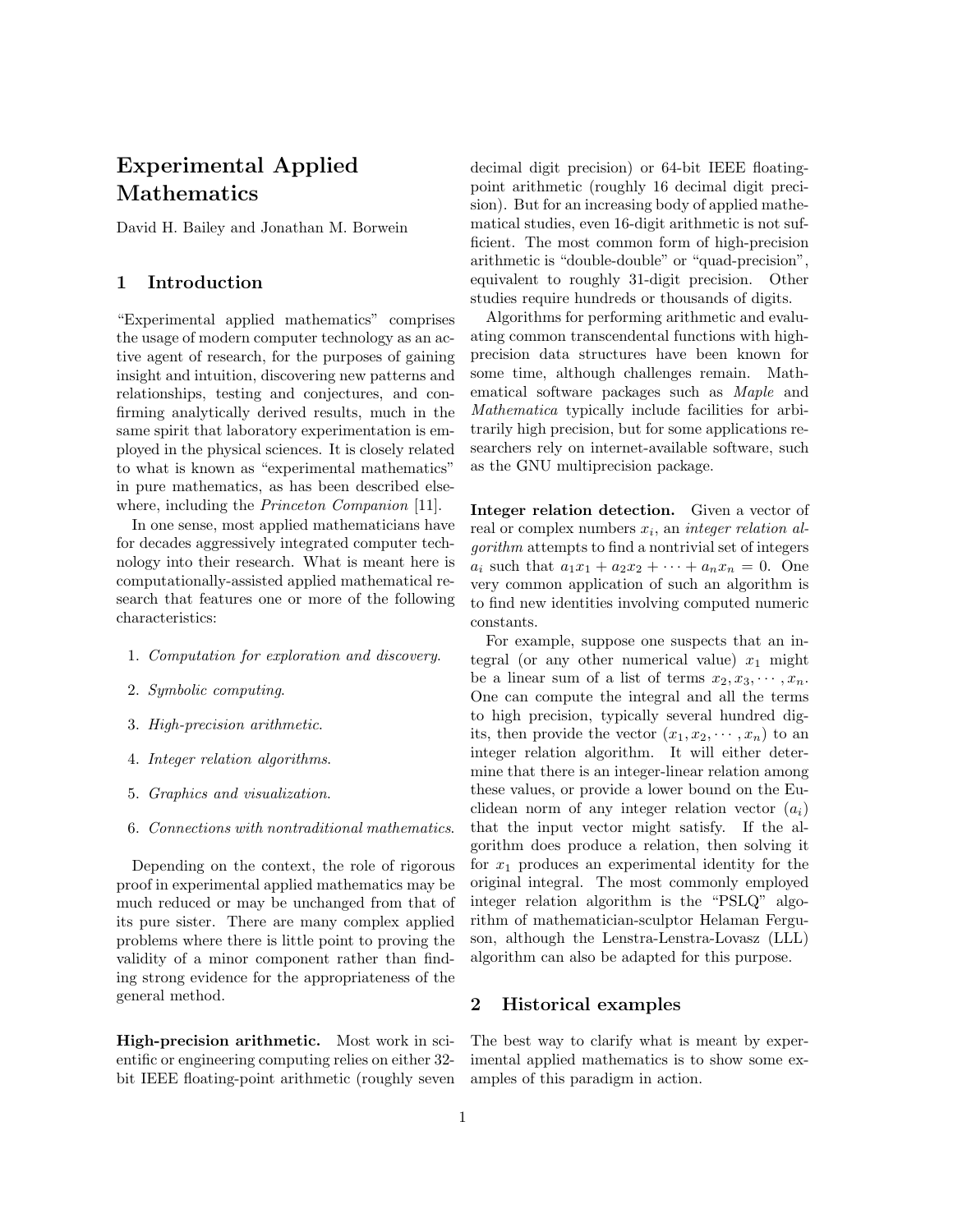# Experimental Applied Mathematics

David H. Bailey and Jonathan M. Borwein

## 1 Introduction

"Experimental applied mathematics" comprises the usage of modern computer technology as an active agent of research, for the purposes of gaining insight and intuition, discovering new patterns and relationships, testing and conjectures, and confirming analytically derived results, much in the same spirit that laboratory experimentation is employed in the physical sciences. It is closely related to what is known as "experimental mathematics" in pure mathematics, as has been described elsewhere, including the *Princeton Companion* [11].

In one sense, most applied mathematicians have for decades aggressively integrated computer technology into their research. What is meant here is computationally-assisted applied mathematical research that features one or more of the following characteristics:

1. *Computation for exploration and discovery.*
2. *Symbolic computing.*
3. *High-precision arithmetic.*
4. *Integer relation algorithms.*
5. *Graphics and visualization.*
6. *Connections with nontraditional mathematics.*

Depending on the context, the role of rigorous proof in experimental applied mathematics may be much reduced or may be unchanged from that of its pure sister. There are many complex applied problems where there is little point to proving the validity of a minor component rather than finding strong evidence for the appropriateness of the general method.

**High-precision arithmetic.** Most work in scientific or engineering computing relies on either 32-bit IEEE floating-point arithmetic (roughly seven decimal digit precision) or 64-bit IEEE floating-point arithmetic (roughly 16 decimal digit precision). But for an increasing body of applied mathematical studies, even 16-digit arithmetic is not sufficient. The most common form of high-precision arithmetic is "double-double" or "quad-precision", equivalent to roughly 31-digit precision. Other studies require hundreds or thousands of digits.

Algorithms for performing arithmetic and evaluating common transcendental functions with high-precision data structures have been known for some time, although challenges remain. Mathematical software packages such as *Maple* and *Mathematica* typically include facilities for arbitrarily high precision, but for some applications researchers rely on internet-available software, such as the GNU multiprecision package.

**Integer relation detection.** Given a vector of real or complex numbers $x_i$, an *integer relation algorithm* attempts to find a nontrivial set of integers $a_i$ such that $a_1 x_1 + a_2 x_2 + \cdots + a_n x_n = 0$. One very common application of such an algorithm is to find new identities involving computed numeric constants.

For example, suppose one suspects that an integral (or any other numerical value) $x_1$ might be a linear sum of a list of terms $x_2, x_3, \cdots, x_n$. One can compute the integral and all the terms to high precision, typically several hundred digits, then provide the vector $(x_1, x_2, \cdots, x_n)$ to an integer relation algorithm. It will either determine that there is an integer-linear relation among these values, or provide a lower bound on the Euclidean norm of any integer relation vector $(a_i)$ that the input vector might satisfy. If the algorithm does produce a relation, then solving it for $x_1$ produces an experimental identity for the original integral. The most commonly employed integer relation algorithm is the "PSLQ" algorithm of mathematician-sculptor Helaman Ferguson, although the Lenstra-Lenstra-Lovasz (LLL) algorithm can also be adapted for this purpose.

## 2 Historical examples

The best way to clarify what is meant by experimental applied mathematics is to show some examples of this paradigm in action.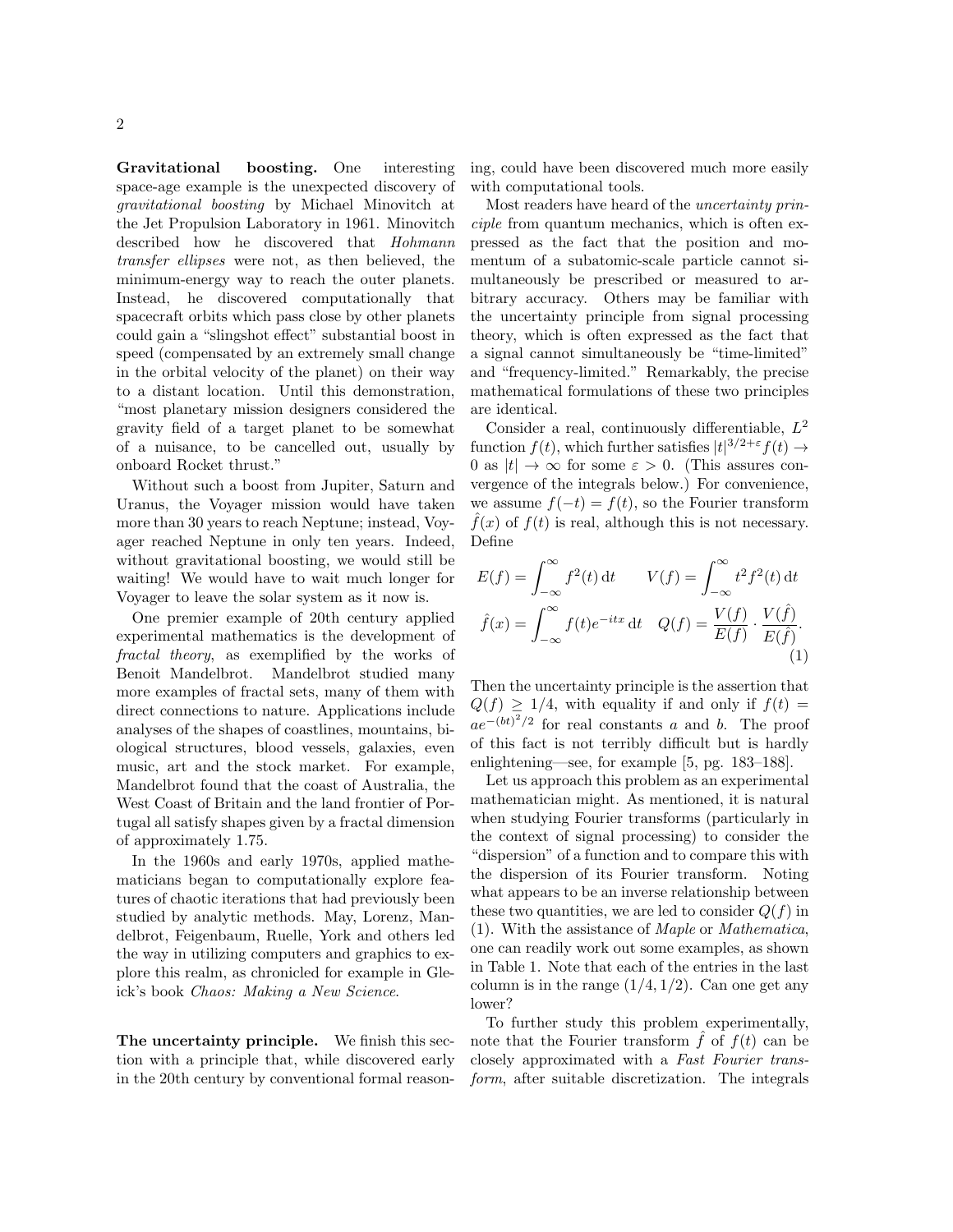**Gravitational boosting.** One interesting space-age example is the unexpected discovery of *gravitational boosting* by Michael Minovitch at the Jet Propulsion Laboratory in 1961. Minovitch described how he discovered that *Hohmann transfer ellipses* were not, as then believed, the minimum-energy way to reach the outer planets. Instead, he discovered computationally that spacecraft orbits which pass close by other planets could gain a "slingshot effect" substantial boost in speed (compensated by an extremely small change in the orbital velocity of the planet) on their way to a distant location. Until this demonstration, "most planetary mission designers considered the gravity field of a target planet to be somewhat of a nuisance, to be cancelled out, usually by onboard Rocket thrust."

Without such a boost from Jupiter, Saturn and Uranus, the Voyager mission would have taken more than 30 years to reach Neptune; instead, Voyager reached Neptune in only ten years. Indeed, without gravitational boosting, we would still be waiting! We would have to wait much longer for Voyager to leave the solar system as it now is.

One premier example of 20th century applied experimental mathematics is the development of *fractal theory*, as exemplified by the works of Benoit Mandelbrot. Mandelbrot studied many more examples of fractal sets, many of them with direct connections to nature. Applications include analyses of the shapes of coastlines, mountains, biological structures, blood vessels, galaxies, even music, art and the stock market. For example, Mandelbrot found that the coast of Australia, the West Coast of Britain and the land frontier of Portugal all satisfy shapes given by a fractal dimension of approximately 1.75.

In the 1960s and early 1970s, applied mathematicians began to computationally explore features of chaotic iterations that had previously been studied by analytic methods. May, Lorenz, Mandelbrot, Feigenbaum, Ruelle, York and others led the way in utilizing computers and graphics to explore this realm, as chronicled for example in Gleick's book *Chaos: Making a New Science*.

**The uncertainty principle.** We finish this section with a principle that, while discovered early in the 20th century by conventional formal reasoning, could have been discovered much more easily with computational tools.

Most readers have heard of the *uncertainty principle* from quantum mechanics, which is often expressed as the fact that the position and momentum of a subatomic-scale particle cannot simultaneously be prescribed or measured to arbitrary accuracy. Others may be familiar with the uncertainty principle from signal processing theory, which is often expressed as the fact that a signal cannot simultaneously be "time-limited" and "frequency-limited." Remarkably, the precise mathematical formulations of these two principles are identical.

Consider a real, continuously differentiable, $L^2$ function $f(t)$, which further satisfies $|t|^{3/2+\varepsilon} f(t) \to 0$ as $|t| \to \infty$ for some $\varepsilon > 0$. (This assures convergence of the integrals below.) For convenience, we assume $f(-t) = f(t)$, so the Fourier transform $\hat{f}(x)$ of $f(t)$ is real, although this is not necessary. Define

$$E(f) = \int_{-\infty}^{\infty} f^2(t)\,\mathrm{d}t \qquad V(f) = \int_{-\infty}^{\infty} t^2 f^2(t)\,\mathrm{d}t$$

$$\hat{f}(x) = \int_{-\infty}^{\infty} f(t) e^{-itx}\,\mathrm{d}t \quad Q(f) = \frac{V(f)}{E(f)} \cdot \frac{V(\hat{f})}{E(\hat{f})}. \tag{1}$$

Then the uncertainty principle is the assertion that $Q(f) \geq 1/4$, with equality if and only if $f(t) = ae^{-(bt)^2/2}$ for real constants $a$ and $b$. The proof of this fact is not terribly difficult but is hardly enlightening—see, for example [5, pg. 183–188].

Let us approach this problem as an experimental mathematician might. As mentioned, it is natural when studying Fourier transforms (particularly in the context of signal processing) to consider the "dispersion" of a function and to compare this with the dispersion of its Fourier transform. Noting what appears to be an inverse relationship between these two quantities, we are led to consider $Q(f)$ in (1). With the assistance of *Maple* or *Mathematica*, one can readily work out some examples, as shown in Table 1. Note that each of the entries in the last column is in the range $(1/4, 1/2)$. Can one get any lower?

To further study this problem experimentally, note that the Fourier transform $\hat{f}$ of $f(t)$ can be closely approximated with a *Fast Fourier transform*, after suitable discretization. The integrals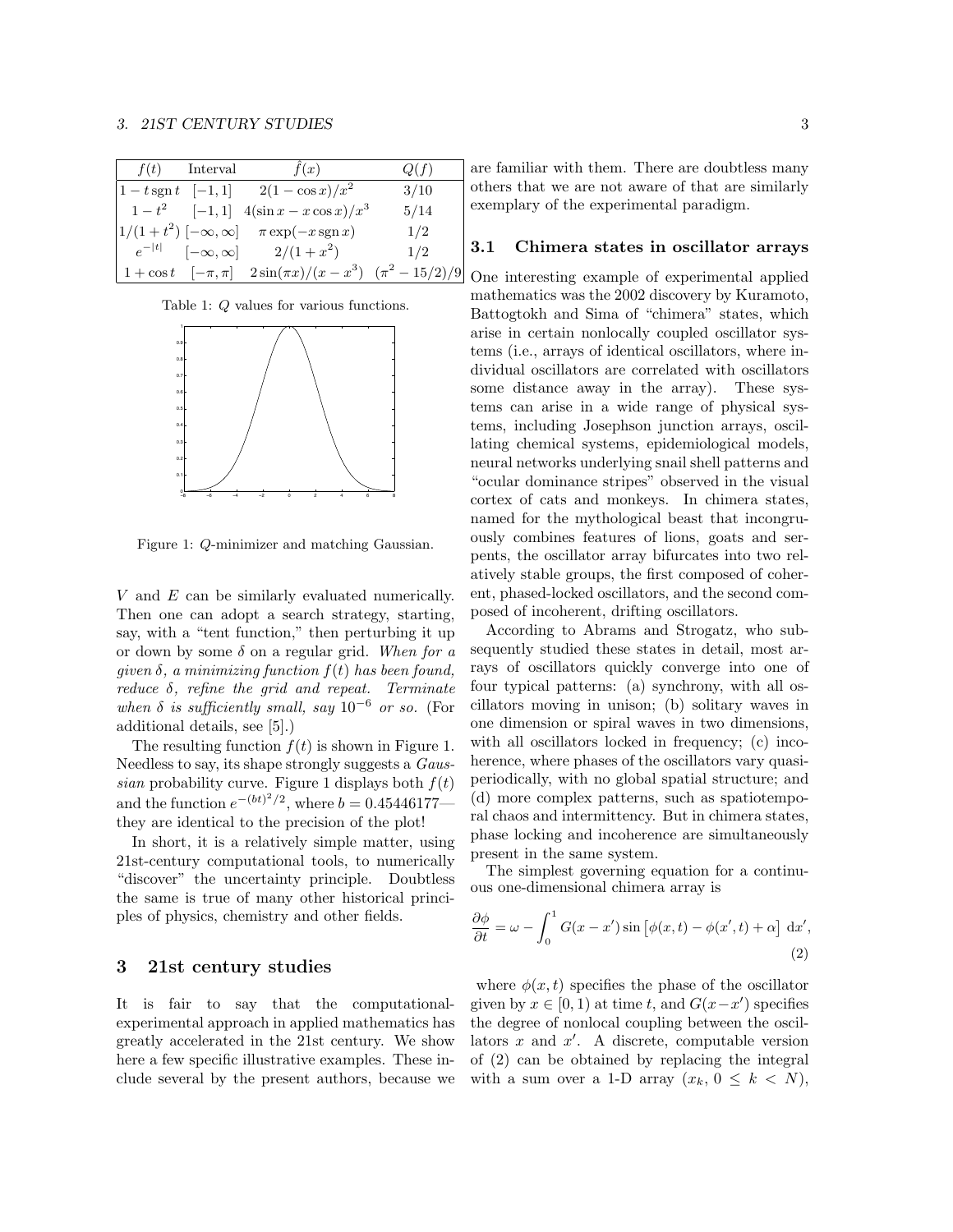| $f(t)$ | Interval | $\hat{f}(x)$ | $Q(f)$ |
|---|---|---|---|
| $1 - t\,\mathrm{sgn}\,t$ | $[-1, 1]$ | $2(1 - \cos x)/x^2$ | $3/10$ |
| $1 - t^2$ | $[-1, 1]$ | $4(\sin x - x \cos x)/x^3$ | $5/14$ |
| $1/(1 + t^2)$ | $[-\infty, \infty]$ | $\pi \exp(-x\,\mathrm{sgn}\,x)$ | $1/2$ |
| $e^{-\|t\|}$ | $[-\infty, \infty]$ | $2/(1 + x^2)$ | $1/2$ |
| $1 + \cos t$ | $[-\pi, \pi]$ | $2\sin(\pi x)/(x - x^3)$ | $(\pi^2 - 15/2)/9$ |

Table 1: $Q$ values for various functions.

1
0.9
0.8
0.7
0.6
0.5
0.4
0.3
0.2
0.1
0
-8 -6 -4 -2 0 2 4 6 8

Figure 1: $Q$-minimizer and matching Gaussian.

$V$ and $E$ can be similarly evaluated numerically. Then one can adopt a search strategy, starting, say, with a "tent function," then perturbing it up or down by some $\delta$ on a regular grid. *When for a given $\delta$, a minimizing function $f(t)$ has been found, reduce $\delta$, refine the grid and repeat. Terminate when $\delta$ is sufficiently small, say $10^{-6}$ or so.* (For additional details, see [5].)

The resulting function $f(t)$ is shown in Figure 1. Needless to say, its shape strongly suggests a *Gaussian* probability curve. Figure 1 displays both $f(t)$ and the function $e^{-(bt)^2/2}$, where $b = 0.45446177$—they are identical to the precision of the plot!

In short, it is a relatively simple matter, using 21st-century computational tools, to numerically "discover" the uncertainty principle. Doubtless the same is true of many other historical principles of physics, chemistry and other fields.

## 3 21st century studies

It is fair to say that the computational-experimental approach in applied mathematics has greatly accelerated in the 21st century. We show here a few specific illustrative examples. These include several by the present authors, because we are familiar with them. There are doubtless many others that we are not aware of that are similarly exemplary of the experimental paradigm.

### 3.1 Chimera states in oscillator arrays

One interesting example of experimental applied mathematics was the 2002 discovery by Kuramoto, Battogtokh and Sima of "chimera" states, which arise in certain nonlocally coupled oscillator systems (i.e., arrays of identical oscillators, where individual oscillators are correlated with oscillators some distance away in the array). These systems can arise in a wide range of physical systems, including Josephson junction arrays, oscillating chemical systems, epidemiological models, neural networks underlying snail shell patterns and "ocular dominance stripes" observed in the visual cortex of cats and monkeys. In chimera states, named for the mythological beast that incongruously combines features of lions, goats and serpents, the oscillator array bifurcates into two relatively stable groups, the first composed of coherent, phased-locked oscillators, and the second composed of incoherent, drifting oscillators.

According to Abrams and Strogatz, who subsequently studied these states in detail, most arrays of oscillators quickly converge into one of four typical patterns: (a) synchrony, with all oscillators moving in unison; (b) solitary waves in one dimension or spiral waves in two dimensions, with all oscillators locked in frequency; (c) incoherence, where phases of the oscillators vary quasi-periodically, with no global spatial structure; and (d) more complex patterns, such as spatiotemporal chaos and intermittency. But in chimera states, phase locking and incoherence are simultaneously present in the same system.

The simplest governing equation for a continuous one-dimensional chimera array is

$$\frac{\partial \phi}{\partial t} = \omega - \int_0^1 G(x - x') \sin\left[\phi(x, t) - \phi(x', t) + \alpha\right]\, dx', \tag{2}$$

where $\phi(x, t)$ specifies the phase of the oscillator given by $x \in [0, 1)$ at time $t$, and $G(x - x')$ specifies the degree of nonlocal coupling between the oscillators $x$ and $x'$. A discrete, computable version of (2) can be obtained by replacing the integral with a sum over a 1-D array ($x_k$, $0 \le k < N$),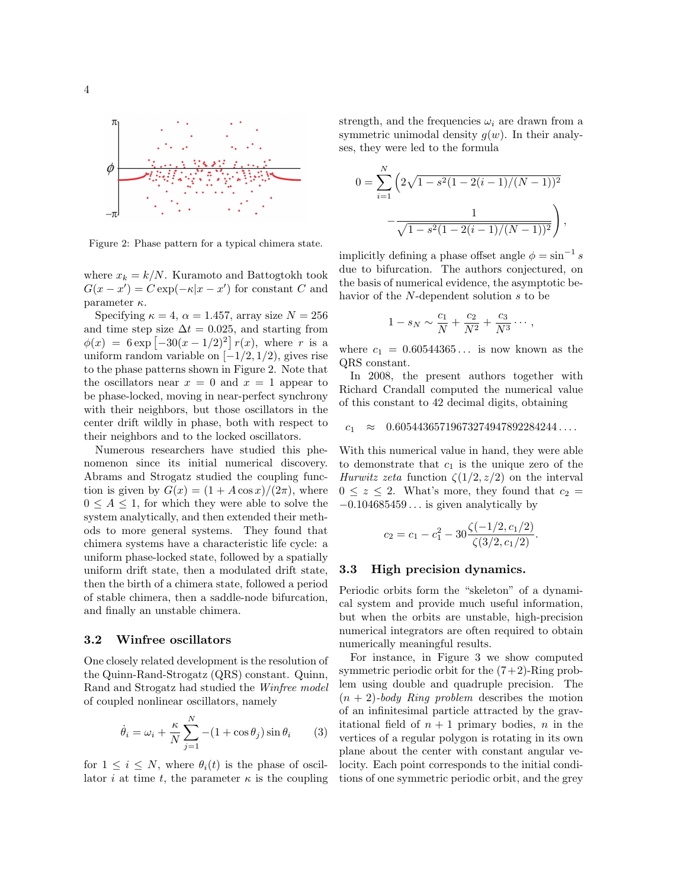Figure 2: Phase pattern for a typical chimera state.

where $x_k = k/N$. Kuramoto and Battogtokh took $G(x - x') = C \exp(-\kappa|x - x'|)$ for constant $C$ and parameter $\kappa$.

Specifying $\kappa = 4$, $\alpha = 1.457$, array size $N = 256$ and time step size $\Delta t = 0.025$, and starting from $\phi(x) = 6 \exp\left[-30(x - 1/2)^2\right] r(x)$, where $r$ is a uniform random variable on $[-1/2, 1/2)$, gives rise to the phase patterns shown in Figure 2. Note that the oscillators near $x = 0$ and $x = 1$ appear to be phase-locked, moving in near-perfect synchrony with their neighbors, but those oscillators in the center drift wildly in phase, both with respect to their neighbors and to the locked oscillators.

Numerous researchers have studied this phenomenon since its initial numerical discovery. Abrams and Strogatz studied the coupling function is given by $G(x) = (1 + A \cos x)/(2\pi)$, where $0 \leq A \leq 1$, for which they were able to solve the system analytically, and then extended their methods to more general systems. They found that chimera systems have a characteristic life cycle: a uniform phase-locked state, followed by a spatially uniform drift state, then a modulated drift state, then the birth of a chimera state, followed a period of stable chimera, then a saddle-node bifurcation, and finally an unstable chimera.

### 3.2 Winfree oscillators

One closely related development is the resolution of the Quinn-Rand-Strogatz (QRS) constant. Quinn, Rand and Strogatz had studied the *Winfree model* of coupled nonlinear oscillators, namely

$$\dot{\theta}_i = \omega_i + \frac{\kappa}{N} \sum_{j=1}^{N} -(1 + \cos\theta_j) \sin\theta_i \qquad (3)$$

for $1 \leq i \leq N$, where $\theta_i(t)$ is the phase of oscillator $i$ at time $t$, the parameter $\kappa$ is the coupling strength, and the frequencies $\omega_i$ are drawn from a symmetric unimodal density $g(w)$. In their analyses, they were led to the formula

$$0 = \sum_{i=1}^{N} \left( 2\sqrt{1 - s^2(1 - 2(i-1)/(N-1))^2} - \frac{1}{\sqrt{1 - s^2(1 - 2(i-1)/(N-1))^2}} \right),$$

implicitly defining a phase offset angle $\phi = \sin^{-1} s$ due to bifurcation. The authors conjectured, on the basis of numerical evidence, the asymptotic behavior of the $N$-dependent solution $s$ to be

$$1 - s_N \sim \frac{c_1}{N} + \frac{c_2}{N^2} + \frac{c_3}{N^3} \cdots,$$

where $c_1 = 0.60544365\ldots$ is now known as the QRS constant.

In 2008, the present authors together with Richard Crandall computed the numerical value of this constant to 42 decimal digits, obtaining

$$c_1 \approx 0.60544365719673274947892284244\ldots.$$

With this numerical value in hand, they were able to demonstrate that $c_1$ is the unique zero of the *Hurwitz zeta* function $\zeta(1/2, z/2)$ on the interval $0 \leq z \leq 2$. What's more, they found that $c_2 = -0.104685459\ldots$ is given analytically by

$$c_2 = c_1 - c_1^2 - 30\frac{\zeta(-1/2, c_1/2)}{\zeta(3/2, c_1/2)}.$$

### 3.3 High precision dynamics.

Periodic orbits form the "skeleton" of a dynamical system and provide much useful information, but when the orbits are unstable, high-precision numerical integrators are often required to obtain numerically meaningful results.

For instance, in Figure 3 we show computed symmetric periodic orbit for the (7+2)-Ring problem using double and quadruple precision. The $(n+2)$-*body Ring problem* describes the motion of an infinitesimal particle attracted by the gravitational field of $n + 1$ primary bodies, $n$ in the vertices of a regular polygon is rotating in its own plane about the center with constant angular velocity. Each point corresponds to the initial conditions of one symmetric periodic orbit, and the grey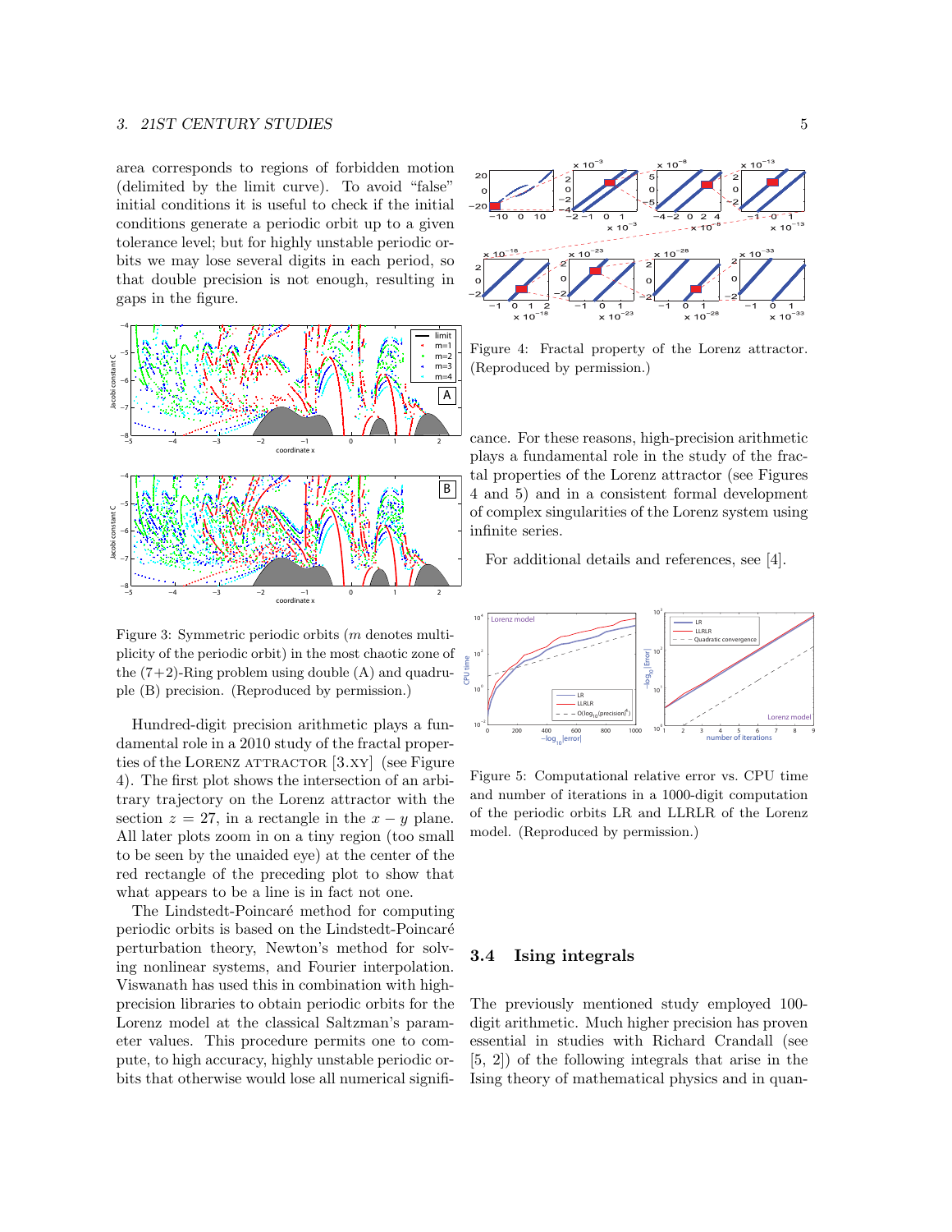area corresponds to regions of forbidden motion (delimited by the limit curve). To avoid "false" initial conditions it is useful to check if the initial conditions generate a periodic orbit up to a given tolerance level; but for highly unstable periodic orbits we may lose several digits in each period, so that double precision is not enough, resulting in gaps in the figure.

Figure 3: Symmetric periodic orbits ($m$ denotes multiplicity of the periodic orbit) in the most chaotic zone of the (7+2)-Ring problem using double (A) and quadruple (B) precision. (Reproduced by permission.)

Hundred-digit precision arithmetic plays a fundamental role in a 2010 study of the fractal properties of the LORENZ ATTRACTOR [3.XY] (see Figure 4). The first plot shows the intersection of an arbitrary trajectory on the Lorenz attractor with the section $z = 27$, in a rectangle in the $x - y$ plane. All later plots zoom in on a tiny region (too small to be seen by the unaided eye) at the center of the red rectangle of the preceding plot to show that what appears to be a line is in fact not one.

The Lindstedt-Poincaré method for computing periodic orbits is based on the Lindstedt-Poincaré perturbation theory, Newton's method for solving nonlinear systems, and Fourier interpolation. Viswanath has used this in combination with high-precision libraries to obtain periodic orbits for the Lorenz model at the classical Saltzman's parameter values. This procedure permits one to compute, to high accuracy, highly unstable periodic orbits that otherwise would lose all numerical significance. For these reasons, high-precision arithmetic plays a fundamental role in the study of the fractal properties of the Lorenz attractor (see Figures 4 and 5) and in a consistent formal development of complex singularities of the Lorenz system using infinite series.

Figure 4: Fractal property of the Lorenz attractor. (Reproduced by permission.)

For additional details and references, see [4].

Figure 5: Computational relative error vs. CPU time and number of iterations in a 1000-digit computation of the periodic orbits LR and LLRLR of the Lorenz model. (Reproduced by permission.)

## 3.4 Ising integrals

The previously mentioned study employed 100-digit arithmetic. Much higher precision has proven essential in studies with Richard Crandall (see [5, 2]) of the following integrals that arise in the Ising theory of mathematical physics and in quan-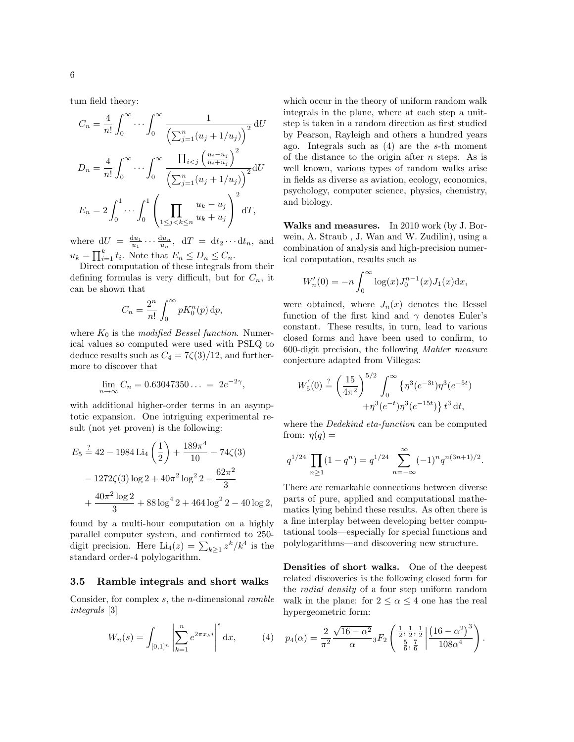tum field theory:

$$C_n = \frac{4}{n!}\int_0^\infty \cdots \int_0^\infty \frac{1}{\left(\sum_{j=1}^n (u_j + 1/u_j)\right)^2}\,\mathrm{d}U$$

$$D_n = \frac{4}{n!}\int_0^\infty \cdots \int_0^\infty \frac{\prod_{i<j}\left(\frac{u_i - u_j}{u_i + u_j}\right)^2}{\left(\sum_{j=1}^n (u_j + 1/u_j)\right)^2}\mathrm{d}U$$

$$E_n = 2\int_0^1 \cdots \int_0^1 \left(\prod_{1\le j<k\le n} \frac{u_k - u_j}{u_k + u_j}\right)^2 \mathrm{d}T,$$

where $\mathrm{d}U = \frac{\mathrm{d}u_1}{u_1}\cdots\frac{\mathrm{d}u_n}{u_n}$, $\mathrm{d}T = \mathrm{d}t_2 \cdots \mathrm{d}t_n$, and $u_k = \prod_{i=1}^k t_i$. Note that $E_n \le D_n \le C_n$.

Direct computation of these integrals from their defining formulas is very difficult, but for $C_n$, it can be shown that

$$C_n = \frac{2^n}{n!}\int_0^\infty p K_0^n(p)\,\mathrm{d}p,$$

where $K_0$ is the *modified Bessel function*. Numerical values so computed were used with PSLQ to deduce results such as $C_4 = 7\zeta(3)/12$, and furthermore to discover that

$$\lim_{n\to\infty} C_n = 0.63047350\ldots \;=\; 2e^{-2\gamma},$$

with additional higher-order terms in an asymptotic expansion. One intriguing experimental result (not yet proven) is the following:

$$\begin{aligned} E_5 \overset{?}{=}\; & 42 - 1984\,\mathrm{Li}_4\left(\frac{1}{2}\right) + \frac{189\pi^4}{10} - 74\zeta(3) \\ & - 1272\zeta(3)\log 2 + 40\pi^2\log^2 2 - \frac{62\pi^2}{3} \\ & + \frac{40\pi^2\log 2}{3} + 88\log^4 2 + 464\log^2 2 - 40\log 2, \end{aligned}$$

found by a multi-hour computation on a highly parallel computer system, and confirmed to 250-digit precision. Here $\mathrm{Li}_4(z) = \sum_{k\ge1} z^k/k^4$ is the standard order-4 polylogarithm.

### 3.5 Ramble integrals and short walks

Consider, for complex $s$, the $n$-dimensional *ramble integrals* [3]

$$W_n(s) = \int_{[0,1]^n} \left|\sum_{k=1}^n e^{2\pi x_k i}\right|^s \mathrm{d}x, \qquad (4)$$

which occur in the theory of uniform random walk integrals in the plane, where at each step a unit-step is taken in a random direction as first studied by Pearson, Rayleigh and others a hundred years ago. Integrals such as (4) are the $s$-th moment of the distance to the origin after $n$ steps. As is well known, various types of random walks arise in fields as diverse as aviation, ecology, economics, psychology, computer science, physics, chemistry, and biology.

**Walks and measures.** In 2010 work (by J. Borwein, A. Straub , J. Wan and W. Zudilin), using a combination of analysis and high-precision numerical computation, results such as

$$W_n'(0) = -n\int_0^\infty \log(x) J_0^{n-1}(x) J_1(x)\mathrm{d}x,$$

were obtained, where $J_n(x)$ denotes the Bessel function of the first kind and $\gamma$ denotes Euler's constant. These results, in turn, lead to various closed forms and have been used to confirm, to 600-digit precision, the following *Mahler measure* conjecture adapted from Villegas:

$$\begin{aligned} W_5^{'}(0) \overset{?}{=} \left(\frac{15}{4\pi^2}\right)^{5/2} \int_0^\infty & \left\{\eta^3(e^{-3t})\eta^3(e^{-5t})\right. \\ & \left. + \eta^3(e^{-t})\eta^3(e^{-15t})\right\} t^3\,\mathrm{d}t, \end{aligned}$$

where the *Dedekind eta-function* can be computed from: $\eta(q) =$

$$q^{1/24}\prod_{n\ge1}(1-q^n) = q^{1/24}\sum_{n=-\infty}^{\infty}(-1)^n q^{n(3n+1)/2}.$$

There are remarkable connections between diverse parts of pure, applied and computational mathematics lying behind these results. As often there is a fine interplay between developing better computational tools—especially for special functions and polylogarithms—and discovering new structure.

**Densities of short walks.** One of the deepest related discoveries is the following closed form for the *radial density* of a four step uniform random walk in the plane: for $2 \le \alpha \le 4$ one has the real hypergeometric form:

$$p_4(\alpha) = \frac{2}{\pi^2}\frac{\sqrt{16-\alpha^2}}{\alpha}\,{}_3F_2\left(\left.\begin{matrix}\frac{1}{2},\frac{1}{2},\frac{1}{2}\\ \frac{5}{6},\frac{7}{6}\end{matrix}\right|\frac{\left(16-\alpha^2\right)^3}{108\alpha^4}\right).$$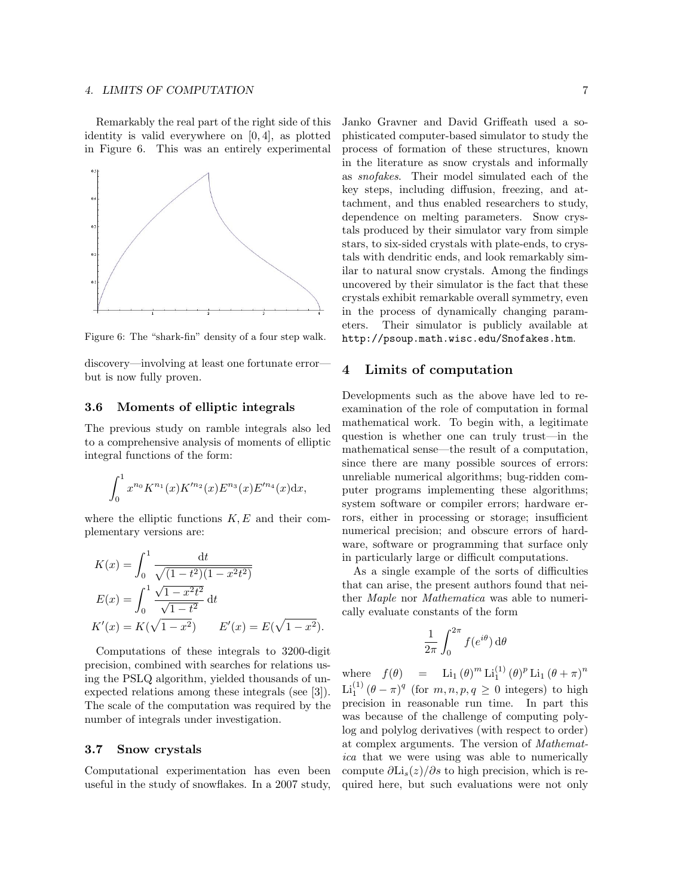Remarkably the real part of the right side of this identity is valid everywhere on $[0,4]$, as plotted in Figure 6. This was an entirely experimental discovery—involving at least one fortunate error—but is now fully proven.

0.5
0.4
0.3
0.2
0.1
1
2
3
4

Figure 6: The "shark-fin" density of a four step walk.

### 3.6 Moments of elliptic integrals

The previous study on ramble integrals also led to a comprehensive analysis of moments of elliptic integral functions of the form:

$$\int_0^1 x^{n_0} K^{n_1}(x) K'^{n_2}(x) E^{n_3}(x) E'^{n_4}(x) \mathrm{d}x,$$

where the elliptic functions $K, E$ and their complementary versions are:

$$K(x) = \int_0^1 \frac{\mathrm{d}t}{\sqrt{(1-t^2)(1-x^2t^2)}}$$
$$E(x) = \int_0^1 \frac{\sqrt{1-x^2t^2}}{\sqrt{1-t^2}} \, \mathrm{d}t$$
$$K'(x) = K(\sqrt{1-x^2}) \qquad E'(x) = E(\sqrt{1-x^2}).$$

Computations of these integrals to 3200-digit precision, combined with searches for relations using the PSLQ algorithm, yielded thousands of unexpected relations among these integrals (see [3]). The scale of the computation was required by the number of integrals under investigation.

### 3.7 Snow crystals

Computational experimentation has even been useful in the study of snowflakes. In a 2007 study, Janko Gravner and David Griffeath used a sophisticated computer-based simulator to study the process of formation of these structures, known in the literature as snow crystals and informally as *snofakes*. Their model simulated each of the key steps, including diffusion, freezing, and attachment, and thus enabled researchers to study, dependence on melting parameters. Snow crystals produced by their simulator vary from simple stars, to six-sided crystals with plate-ends, to crystals with dendritic ends, and look remarkably similar to natural snow crystals. Among the findings uncovered by their simulator is the fact that these crystals exhibit remarkable overall symmetry, even in the process of dynamically changing parameters. Their simulator is publicly available at `http://psoup.math.wisc.edu/Snofakes.htm`.

## 4 Limits of computation

Developments such as the above have led to reexamination of the role of computation in formal mathematical work. To begin with, a legitimate question is whether one can truly trust—in the mathematical sense—the result of a computation, since there are many possible sources of errors: unreliable numerical algorithms; bug-ridden computer programs implementing these algorithms; system software or compiler errors; hardware errors, either in processing or storage; insufficient numerical precision; and obscure errors of hardware, software or programming that surface only in particularly large or difficult computations.

As a single example of the sorts of difficulties that can arise, the present authors found that neither *Maple* nor *Mathematica* was able to numerically evaluate constants of the form

$$\frac{1}{2\pi} \int_0^{2\pi} f(e^{i\theta}) \, \mathrm{d}\theta$$

where $f(\theta) = \mathrm{Li}_1(\theta)^m \, \mathrm{Li}_1^{(1)}(\theta)^p \, \mathrm{Li}_1(\theta+\pi)^n \, \mathrm{Li}_1^{(1)}(\theta-\pi)^q$ (for $m, n, p, q \geq 0$ integers) to high precision in reasonable run time. In part this was because of the challenge of computing polylog and polylog derivatives (with respect to order) at complex arguments. The version of *Mathematica* that we were using was able to numerically compute $\partial \mathrm{Li}_s(z)/\partial s$ to high precision, which is required here, but such evaluations were not only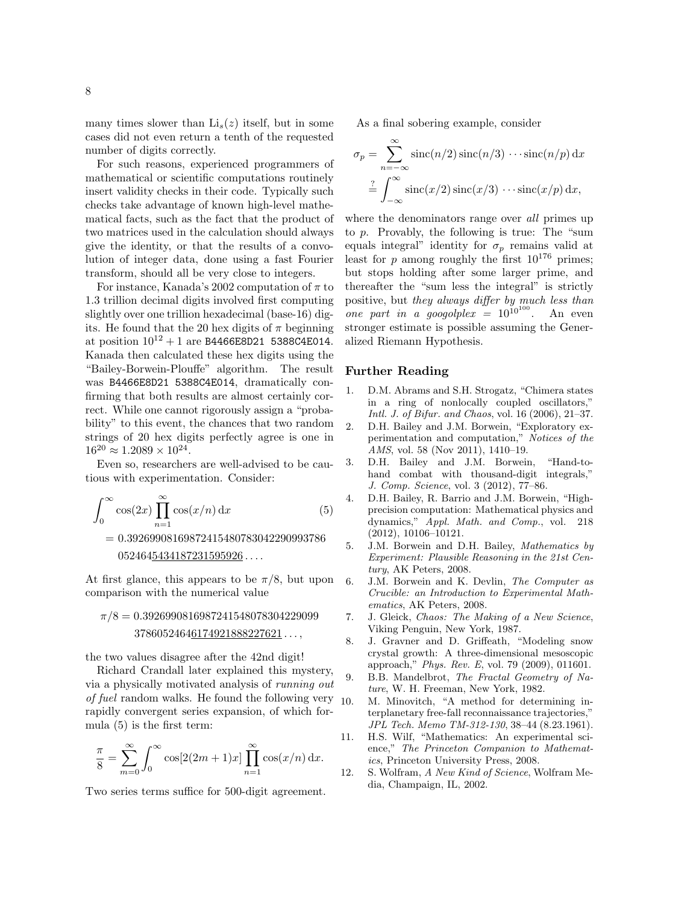many times slower than $\mathrm{Li}_s(z)$ itself, but in some cases did not even return a tenth of the requested number of digits correctly.

For such reasons, experienced programmers of mathematical or scientific computations routinely insert validity checks in their code. Typically such checks take advantage of known high-level mathematical facts, such as the fact that the product of two matrices used in the calculation should always give the identity, or that the results of a convolution of integer data, done using a fast Fourier transform, should all be very close to integers.

For instance, Kanada's 2002 computation of $\pi$ to 1.3 trillion decimal digits involved first computing slightly over one trillion hexadecimal (base-16) digits. He found that the 20 hex digits of $\pi$ beginning at position $10^{12}+1$ are `B4466E8D21 5388C4E014`. Kanada then calculated these hex digits using the "Bailey-Borwein-Plouffe" algorithm. The result was `B4466E8D21 5388C4E014`, dramatically confirming that both results are almost certainly correct. While one cannot rigorously assign a "probability" to this event, the chances that two random strings of 20 hex digits perfectly agree is one in $16^{20} \approx 1.2089 \times 10^{24}$.

Even so, researchers are well-advised to be cautious with experimentation. Consider:

$$\int_0^\infty \cos(2x) \prod_{n=1}^\infty \cos(x/n)\,\mathrm{d}x \tag{5}$$
$$= 0.39269908169872415480783042290993786\underline{}052464\underline{5434187231595926}\ldots.$$

At first glance, this appears to be $\pi/8$, but upon comparison with the numerical value

$$\pi/8 = 0.39269908169872415480783042290993786052464\underline{6174921888227621}\ldots,$$

the two values disagree after the 42nd digit!

Richard Crandall later explained this mystery, via a physically motivated analysis of *running out of fuel* random walks. He found the following very rapidly convergent series expansion, of which formula (5) is the first term:

$$\frac{\pi}{8} = \sum_{m=0}^\infty \int_0^\infty \cos[2(2m+1)x] \prod_{n=1}^\infty \cos(x/n)\,\mathrm{d}x.$$

Two series terms suffice for 500-digit agreement.

As a final sobering example, consider

$$\sigma_p = \sum_{n=-\infty}^{\infty} \mathrm{sinc}(n/2)\,\mathrm{sinc}(n/3)\,\cdots \mathrm{sinc}(n/p)\,\mathrm{d}x$$
$$\stackrel{?}{=} \int_{-\infty}^{\infty} \mathrm{sinc}(x/2)\,\mathrm{sinc}(x/3)\,\cdots \mathrm{sinc}(x/p)\,\mathrm{d}x,$$

where the denominators range over *all* primes up to $p$. Provably, the following is true: The "sum equals integral" identity for $\sigma_p$ remains valid at least for $p$ among roughly the first $10^{176}$ primes; but stops holding after some larger prime, and thereafter the "sum less the integral" is strictly positive, but *they always differ by much less than one part in a googolplex* $= 10^{10^{100}}$. An even stronger estimate is possible assuming the Generalized Riemann Hypothesis.

## Further Reading

1. D.M. Abrams and S.H. Strogatz, "Chimera states in a ring of nonlocally coupled oscillators," *Intl. J. of Bifur. and Chaos*, vol. 16 (2006), 21–37.
2. D.H. Bailey and J.M. Borwein, "Exploratory experimentation and computation," *Notices of the AMS*, vol. 58 (Nov 2011), 1410–19.
3. D.H. Bailey and J.M. Borwein, "Hand-to-hand combat with thousand-digit integrals," *J. Comp. Science*, vol. 3 (2012), 77–86.
4. D.H. Bailey, R. Barrio and J.M. Borwein, "High-precision computation: Mathematical physics and dynamics," *Appl. Math. and Comp.*, vol. 218 (2012), 10106–10121.
5. J.M. Borwein and D.H. Bailey, *Mathematics by Experiment: Plausible Reasoning in the 21st Century*, AK Peters, 2008.
6. J.M. Borwein and K. Devlin, *The Computer as Crucible: an Introduction to Experimental Mathematics*, AK Peters, 2008.
7. J. Gleick, *Chaos: The Making of a New Science*, Viking Penguin, New York, 1987.
8. J. Gravner and D. Griffeath, "Modeling snow crystal growth: A three-dimensional mesoscopic approach," *Phys. Rev. E*, vol. 79 (2009), 011601.
9. B.B. Mandelbrot, *The Fractal Geometry of Nature*, W. H. Freeman, New York, 1982.
10. M. Minovitch, "A method for determining interplanetary free-fall reconnaissance trajectories," *JPL Tech. Memo TM-312-130*, 38–44 (8.23.1961).
11. H.S. Wilf, "Mathematics: An experimental science," *The Princeton Companion to Mathematics*, Princeton University Press, 2008.
12. S. Wolfram, *A New Kind of Science*, Wolfram Media, Champaign, IL, 2002.